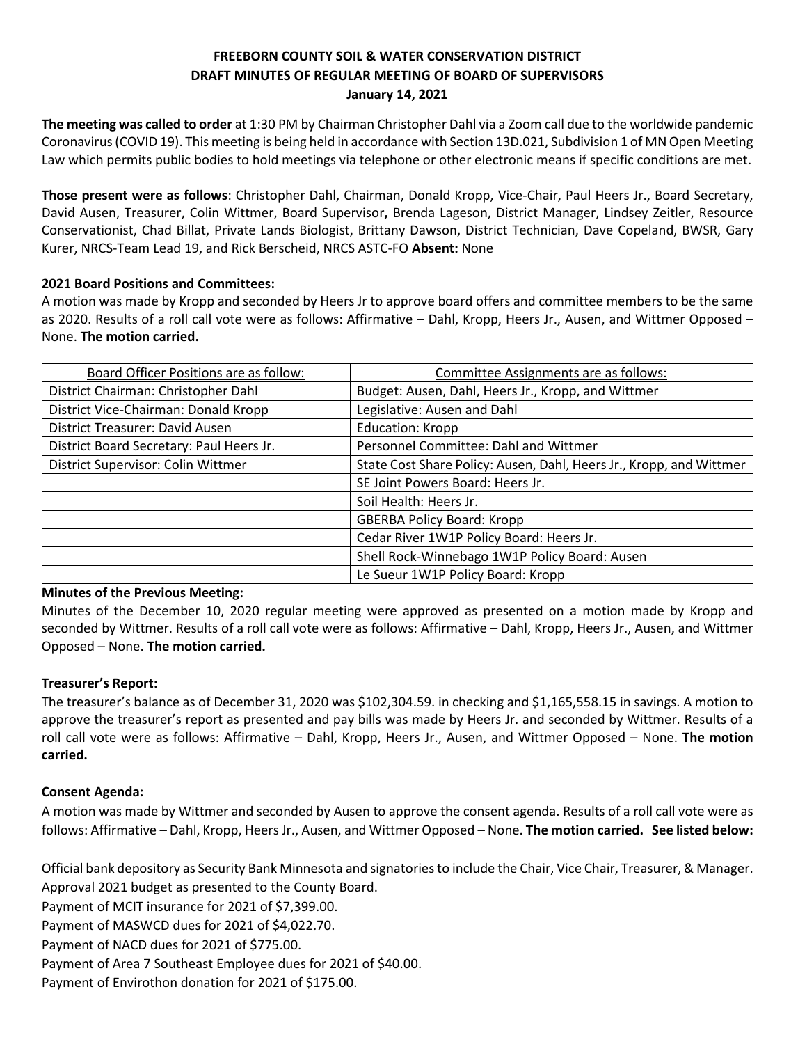# FREEBORN COUNTY SOIL & WATER CONSERVATION DISTRICT
## DRAFT MINUTES OF REGULAR MEETING OF BOARD OF SUPERVISORS
### January 14, 2021

**The meeting was called to order** at 1:30 PM by Chairman Christopher Dahl via a Zoom call due to the worldwide pandemic Coronavirus (COVID 19). This meeting is being held in accordance with Section 13D.021, Subdivision 1 of MN Open Meeting Law which permits public bodies to hold meetings via telephone or other electronic means if specific conditions are met.

**Those present were as follows**: Christopher Dahl, Chairman, Donald Kropp, Vice-Chair, Paul Heers Jr., Board Secretary, David Ausen, Treasurer, Colin Wittmer, Board Supervisor**,** Brenda Lageson, District Manager, Lindsey Zeitler, Resource Conservationist, Chad Billat, Private Lands Biologist, Brittany Dawson, District Technician, Dave Copeland, BWSR, Gary Kurer, NRCS-Team Lead 19, and Rick Berscheid, NRCS ASTC-FO **Absent:** None

**2021 Board Positions and Committees:**

A motion was made by Kropp and seconded by Heers Jr to approve board offers and committee members to be the same as 2020. Results of a roll call vote were as follows: Affirmative – Dahl, Kropp, Heers Jr., Ausen, and Wittmer Opposed – None. **The motion carried.**

| Board Officer Positions are as follow: | Committee Assignments are as follows: |
|---|---|
| District Chairman: Christopher Dahl | Budget: Ausen, Dahl, Heers Jr., Kropp, and Wittmer |
| District Vice-Chairman: Donald Kropp | Legislative: Ausen and Dahl |
| District Treasurer: David Ausen | Education: Kropp |
| District Board Secretary: Paul Heers Jr. | Personnel Committee: Dahl and Wittmer |
| District Supervisor: Colin Wittmer | State Cost Share Policy: Ausen, Dahl, Heers Jr., Kropp, and Wittmer |
| | SE Joint Powers Board: Heers Jr. |
| | Soil Health: Heers Jr. |
| | GBERBA Policy Board: Kropp |
| | Cedar River 1W1P Policy Board: Heers Jr. |
| | Shell Rock-Winnebago 1W1P Policy Board: Ausen |
| | Le Sueur 1W1P Policy Board: Kropp |

**Minutes of the Previous Meeting:**

Minutes of the December 10, 2020 regular meeting were approved as presented on a motion made by Kropp and seconded by Wittmer. Results of a roll call vote were as follows: Affirmative – Dahl, Kropp, Heers Jr., Ausen, and Wittmer Opposed – None. **The motion carried.**

**Treasurer's Report:**

The treasurer's balance as of December 31, 2020 was $102,304.59. in checking and $1,165,558.15 in savings. A motion to approve the treasurer's report as presented and pay bills was made by Heers Jr. and seconded by Wittmer. Results of a roll call vote were as follows: Affirmative – Dahl, Kropp, Heers Jr., Ausen, and Wittmer Opposed – None. **The motion carried.**

**Consent Agenda:**

A motion was made by Wittmer and seconded by Ausen to approve the consent agenda. Results of a roll call vote were as follows: Affirmative – Dahl, Kropp, Heers Jr., Ausen, and Wittmer Opposed – None. **The motion carried. See listed below:**

Official bank depository as Security Bank Minnesota and signatories to include the Chair, Vice Chair, Treasurer, & Manager.
Approval 2021 budget as presented to the County Board.
Payment of MCIT insurance for 2021 of $7,399.00.
Payment of MASWCD dues for 2021 of $4,022.70.
Payment of NACD dues for 2021 of $775.00.
Payment of Area 7 Southeast Employee dues for 2021 of $40.00.
Payment of Envirothon donation for 2021 of $175.00.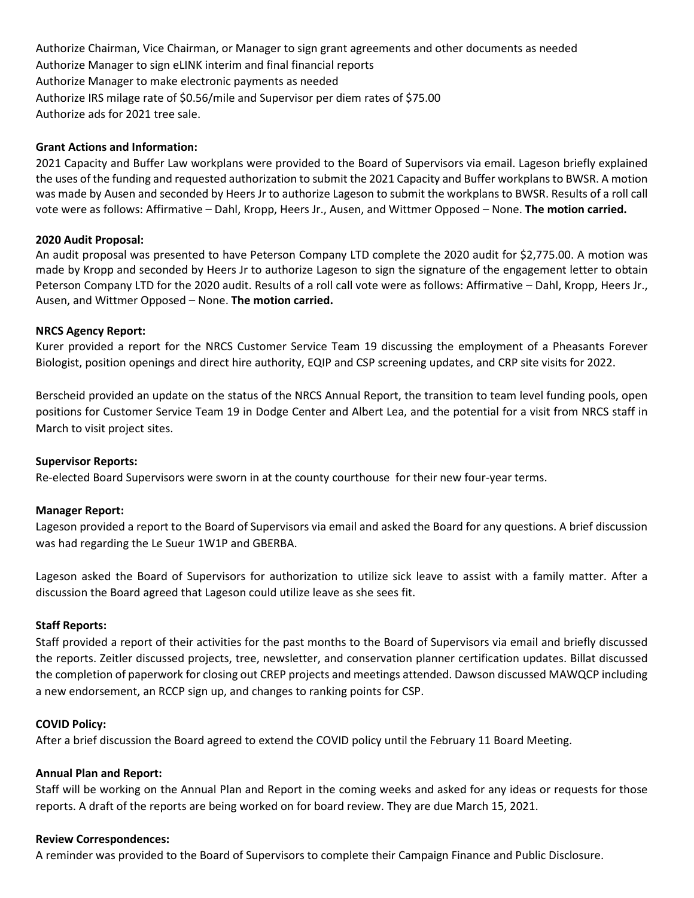Authorize Chairman, Vice Chairman, or Manager to sign grant agreements and other documents as needed
Authorize Manager to sign eLINK interim and final financial reports
Authorize Manager to make electronic payments as needed
Authorize IRS milage rate of $0.56/mile and Supervisor per diem rates of $75.00
Authorize ads for 2021 tree sale.

**Grant Actions and Information:**

2021 Capacity and Buffer Law workplans were provided to the Board of Supervisors via email. Lageson briefly explained the uses of the funding and requested authorization to submit the 2021 Capacity and Buffer workplans to BWSR. A motion was made by Ausen and seconded by Heers Jr to authorize Lageson to submit the workplans to BWSR. Results of a roll call vote were as follows: Affirmative – Dahl, Kropp, Heers Jr., Ausen, and Wittmer Opposed – None. **The motion carried.**

**2020 Audit Proposal:**

An audit proposal was presented to have Peterson Company LTD complete the 2020 audit for $2,775.00. A motion was made by Kropp and seconded by Heers Jr to authorize Lageson to sign the signature of the engagement letter to obtain Peterson Company LTD for the 2020 audit. Results of a roll call vote were as follows: Affirmative – Dahl, Kropp, Heers Jr., Ausen, and Wittmer Opposed – None. **The motion carried.**

**NRCS Agency Report:**

Kurer provided a report for the NRCS Customer Service Team 19 discussing the employment of a Pheasants Forever Biologist, position openings and direct hire authority, EQIP and CSP screening updates, and CRP site visits for 2022.

Berscheid provided an update on the status of the NRCS Annual Report, the transition to team level funding pools, open positions for Customer Service Team 19 in Dodge Center and Albert Lea, and the potential for a visit from NRCS staff in March to visit project sites.

**Supervisor Reports:**

Re-elected Board Supervisors were sworn in at the county courthouse for their new four-year terms.

**Manager Report:**

Lageson provided a report to the Board of Supervisors via email and asked the Board for any questions. A brief discussion was had regarding the Le Sueur 1W1P and GBERBA.

Lageson asked the Board of Supervisors for authorization to utilize sick leave to assist with a family matter. After a discussion the Board agreed that Lageson could utilize leave as she sees fit.

**Staff Reports:**

Staff provided a report of their activities for the past months to the Board of Supervisors via email and briefly discussed the reports. Zeitler discussed projects, tree, newsletter, and conservation planner certification updates. Billat discussed the completion of paperwork for closing out CREP projects and meetings attended. Dawson discussed MAWQCP including a new endorsement, an RCCP sign up, and changes to ranking points for CSP.

**COVID Policy:**

After a brief discussion the Board agreed to extend the COVID policy until the February 11 Board Meeting.

**Annual Plan and Report:**

Staff will be working on the Annual Plan and Report in the coming weeks and asked for any ideas or requests for those reports. A draft of the reports are being worked on for board review. They are due March 15, 2021.

**Review Correspondences:**

A reminder was provided to the Board of Supervisors to complete their Campaign Finance and Public Disclosure.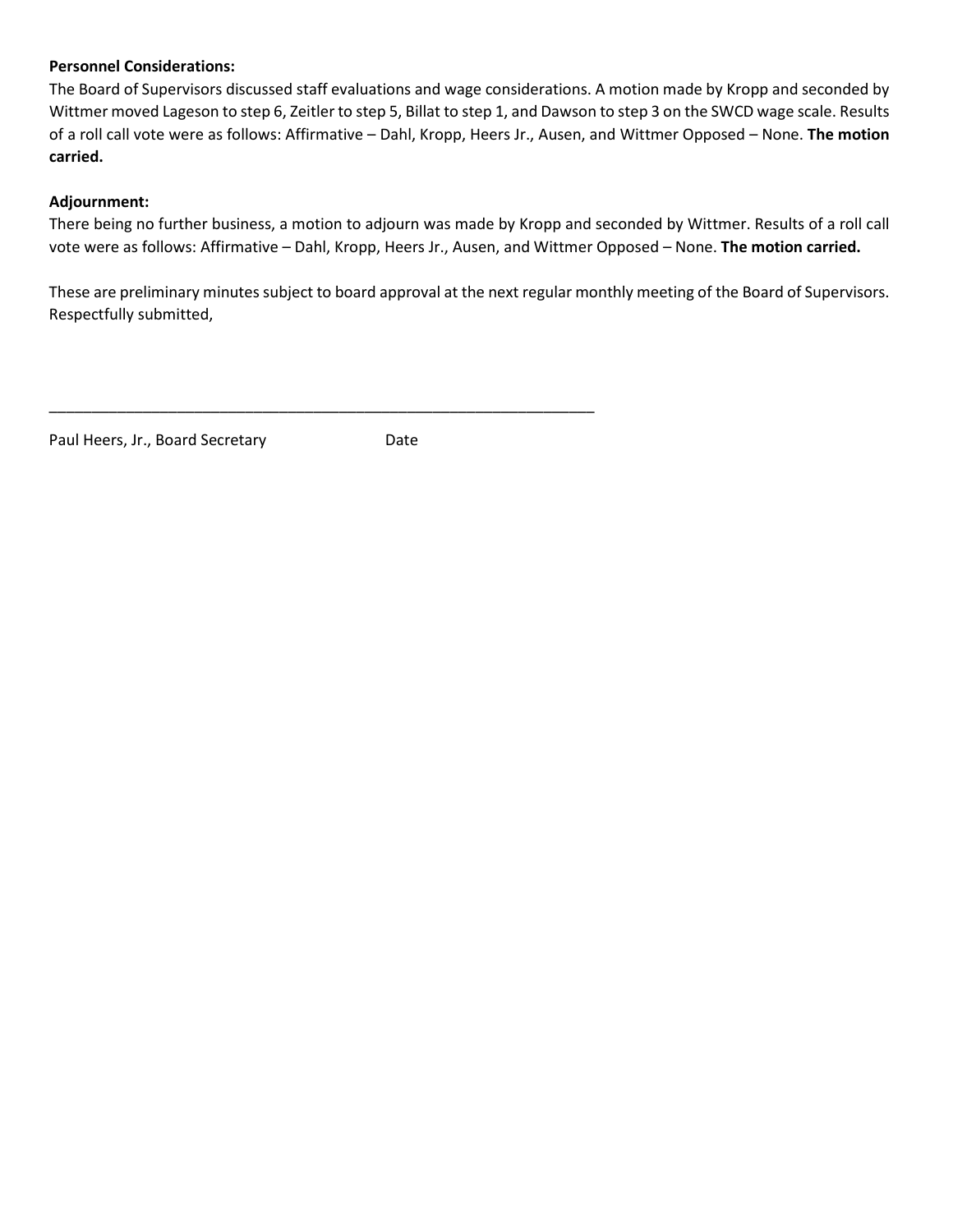**Personnel Considerations:**
The Board of Supervisors discussed staff evaluations and wage considerations. A motion made by Kropp and seconded by Wittmer moved Lageson to step 6, Zeitler to step 5, Billat to step 1, and Dawson to step 3 on the SWCD wage scale. Results of a roll call vote were as follows: Affirmative – Dahl, Kropp, Heers Jr., Ausen, and Wittmer Opposed – None. **The motion carried.**

**Adjournment:**
There being no further business, a motion to adjourn was made by Kropp and seconded by Wittmer. Results of a roll call vote were as follows: Affirmative – Dahl, Kropp, Heers Jr., Ausen, and Wittmer Opposed – None. **The motion carried.**

These are preliminary minutes subject to board approval at the next regular monthly meeting of the Board of Supervisors.
Respectfully submitted,

_________________________________________________________________

Paul Heers, Jr., Board Secretary		Date